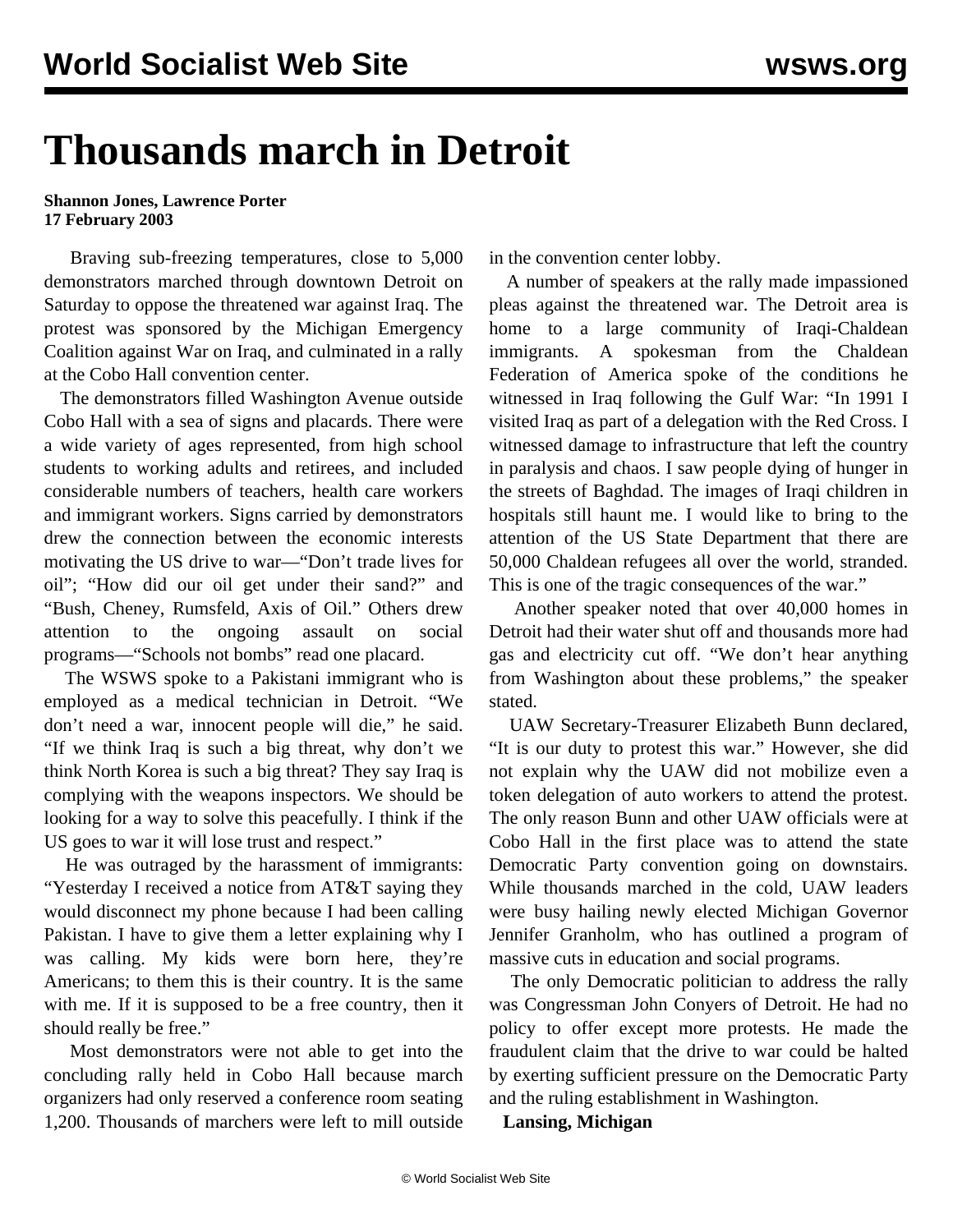# Thousands march in Detroit

**Shannon Jones, Lawrence Porter**
**17 February 2003**

Braving sub-freezing temperatures, close to 5,000 demonstrators marched through downtown Detroit on Saturday to oppose the threatened war against Iraq. The protest was sponsored by the Michigan Emergency Coalition against War on Iraq, and culminated in a rally at the Cobo Hall convention center.

The demonstrators filled Washington Avenue outside Cobo Hall with a sea of signs and placards. There were a wide variety of ages represented, from high school students to working adults and retirees, and included considerable numbers of teachers, health care workers and immigrant workers. Signs carried by demonstrators drew the connection between the economic interests motivating the US drive to war—"Don't trade lives for oil"; "How did our oil get under their sand?" and "Bush, Cheney, Rumsfeld, Axis of Oil." Others drew attention to the ongoing assault on social programs—"Schools not bombs" read one placard.

The WSWS spoke to a Pakistani immigrant who is employed as a medical technician in Detroit. "We don't need a war, innocent people will die," he said. "If we think Iraq is such a big threat, why don't we think North Korea is such a big threat? They say Iraq is complying with the weapons inspectors. We should be looking for a way to solve this peacefully. I think if the US goes to war it will lose trust and respect."

He was outraged by the harassment of immigrants: "Yesterday I received a notice from AT&T saying they would disconnect my phone because I had been calling Pakistan. I have to give them a letter explaining why I was calling. My kids were born here, they're Americans; to them this is their country. It is the same with me. If it is supposed to be a free country, then it should really be free."

Most demonstrators were not able to get into the concluding rally held in Cobo Hall because march organizers had only reserved a conference room seating 1,200. Thousands of marchers were left to mill outside in the convention center lobby.

A number of speakers at the rally made impassioned pleas against the threatened war. The Detroit area is home to a large community of Iraqi-Chaldean immigrants. A spokesman from the Chaldean Federation of America spoke of the conditions he witnessed in Iraq following the Gulf War: "In 1991 I visited Iraq as part of a delegation with the Red Cross. I witnessed damage to infrastructure that left the country in paralysis and chaos. I saw people dying of hunger in the streets of Baghdad. The images of Iraqi children in hospitals still haunt me. I would like to bring to the attention of the US State Department that there are 50,000 Chaldean refugees all over the world, stranded. This is one of the tragic consequences of the war."

Another speaker noted that over 40,000 homes in Detroit had their water shut off and thousands more had gas and electricity cut off. "We don't hear anything from Washington about these problems," the speaker stated.

UAW Secretary-Treasurer Elizabeth Bunn declared, "It is our duty to protest this war." However, she did not explain why the UAW did not mobilize even a token delegation of auto workers to attend the protest. The only reason Bunn and other UAW officials were at Cobo Hall in the first place was to attend the state Democratic Party convention going on downstairs. While thousands marched in the cold, UAW leaders were busy hailing newly elected Michigan Governor Jennifer Granholm, who has outlined a program of massive cuts in education and social programs.

The only Democratic politician to address the rally was Congressman John Conyers of Detroit. He had no policy to offer except more protests. He made the fraudulent claim that the drive to war could be halted by exerting sufficient pressure on the Democratic Party and the ruling establishment in Washington.

**Lansing, Michigan**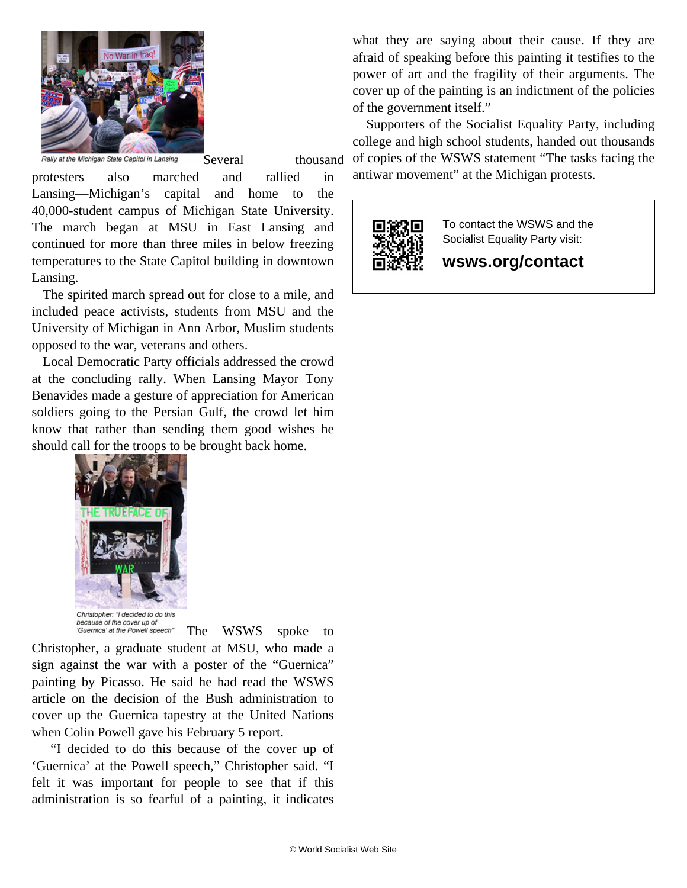Rally at the Michigan State Capitol in Lansing

Several thousand protesters also marched and rallied in Lansing—Michigan's capital and home to the 40,000-student campus of Michigan State University. The march began at MSU in East Lansing and continued for more than three miles in below freezing temperatures to the State Capitol building in downtown Lansing.

The spirited march spread out for close to a mile, and included peace activists, students from MSU and the University of Michigan in Ann Arbor, Muslim students opposed to the war, veterans and others.

Local Democratic Party officials addressed the crowd at the concluding rally. When Lansing Mayor Tony Benavides made a gesture of appreciation for American soldiers going to the Persian Gulf, the crowd let him know that rather than sending them good wishes he should call for the troops to be brought back home.

Christopher: "I decided to do this because of the cover up of 'Guernica' at the Powell speech"

The WSWS spoke to Christopher, a graduate student at MSU, who made a sign against the war with a poster of the "Guernica" painting by Picasso. He said he had read the WSWS article on the decision of the Bush administration to cover up the Guernica tapestry at the United Nations when Colin Powell gave his February 5 report.

"I decided to do this because of the cover up of 'Guernica' at the Powell speech," Christopher said. "I felt it was important for people to see that if this administration is so fearful of a painting, it indicates what they are saying about their cause. If they are afraid of speaking before this painting it testifies to the power of art and the fragility of their arguments. The cover up of the painting is an indictment of the policies of the government itself."

Supporters of the Socialist Equality Party, including college and high school students, handed out thousands of copies of the WSWS statement "The tasks facing the antiwar movement" at the Michigan protests.

To contact the WSWS and the Socialist Equality Party visit:

**wsws.org/contact**